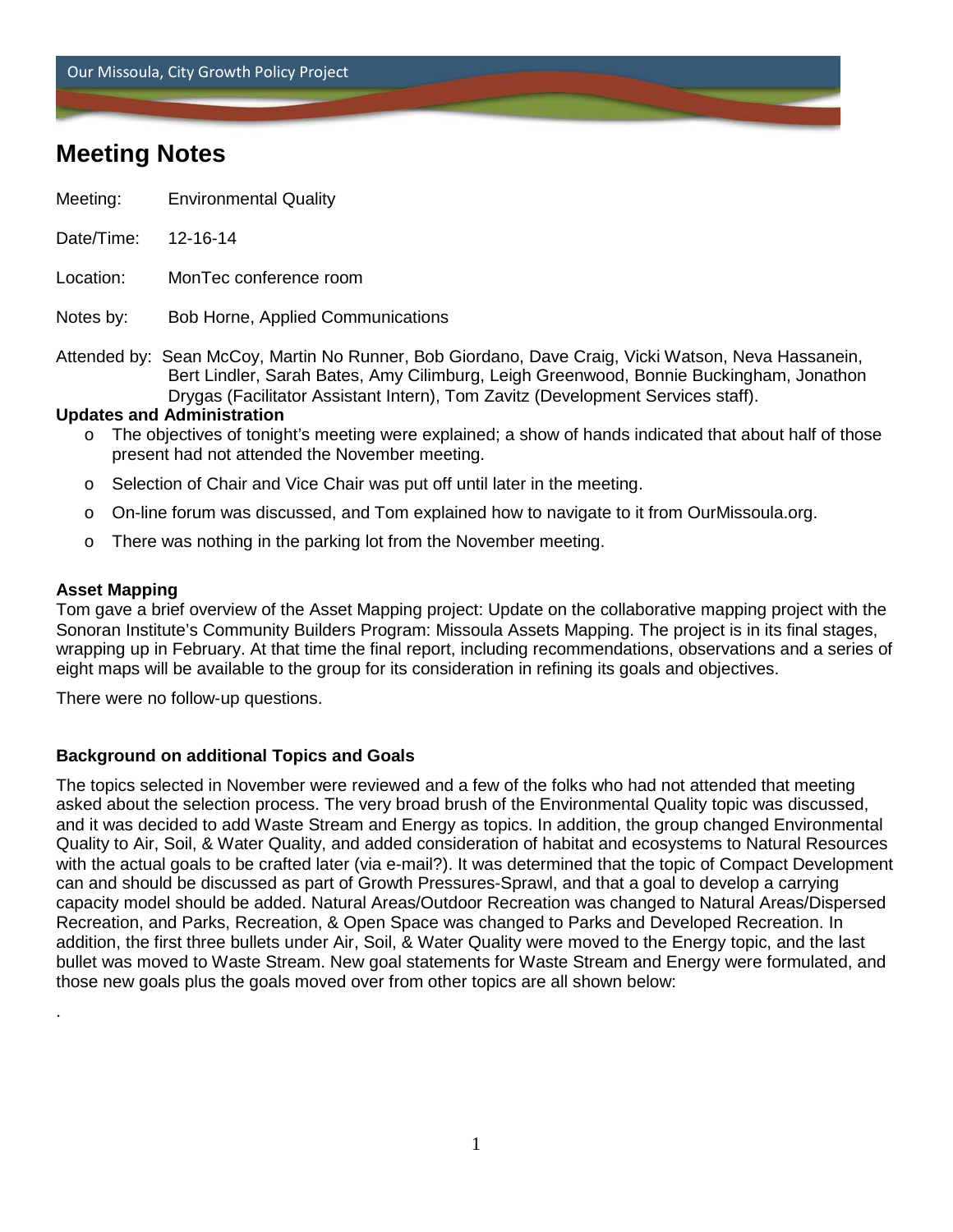# Meeting Notes

Meeting: Environmental Quality

Date/Time: 12-16-14

Location: MonTec conference room

Notes by: Bob Horne, Applied Communications

Attended by: Sean McCoy, Martin No Runner, Bob Giordano, Dave Craig, Vicki Watson, Neva Hassanein, Bert Lindler, Sarah Bates, Amy Cilimburg, Leigh Greenwood, Bonnie Buckingham, Jonathon Drygas (Facilitator Assistant Intern), Tom Zavitz (Development Services staff).

**Updates and Administration**

- The objectives of tonight's meeting were explained; a show of hands indicated that about half of those present had not attended the November meeting.
- Selection of Chair and Vice Chair was put off until later in the meeting.
- On-line forum was discussed, and Tom explained how to navigate to it from OurMissoula.org.
- There was nothing in the parking lot from the November meeting.

**Asset Mapping**

Tom gave a brief overview of the Asset Mapping project: Update on the collaborative mapping project with the Sonoran Institute's Community Builders Program: Missoula Assets Mapping. The project is in its final stages, wrapping up in February. At that time the final report, including recommendations, observations and a series of eight maps will be available to the group for its consideration in refining its goals and objectives.

There were no follow-up questions.

**Background on additional Topics and Goals**

The topics selected in November were reviewed and a few of the folks who had not attended that meeting asked about the selection process. The very broad brush of the Environmental Quality topic was discussed, and it was decided to add Waste Stream and Energy as topics. In addition, the group changed Environmental Quality to Air, Soil, & Water Quality, and added consideration of habitat and ecosystems to Natural Resources with the actual goals to be crafted later (via e-mail?). It was determined that the topic of Compact Development can and should be discussed as part of Growth Pressures-Sprawl, and that a goal to develop a carrying capacity model should be added. Natural Areas/Outdoor Recreation was changed to Natural Areas/Dispersed Recreation, and Parks, Recreation, & Open Space was changed to Parks and Developed Recreation. In addition, the first three bullets under Air, Soil, & Water Quality were moved to the Energy topic, and the last bullet was moved to Waste Stream. New goal statements for Waste Stream and Energy were formulated, and those new goals plus the goals moved over from other topics are all shown below:

.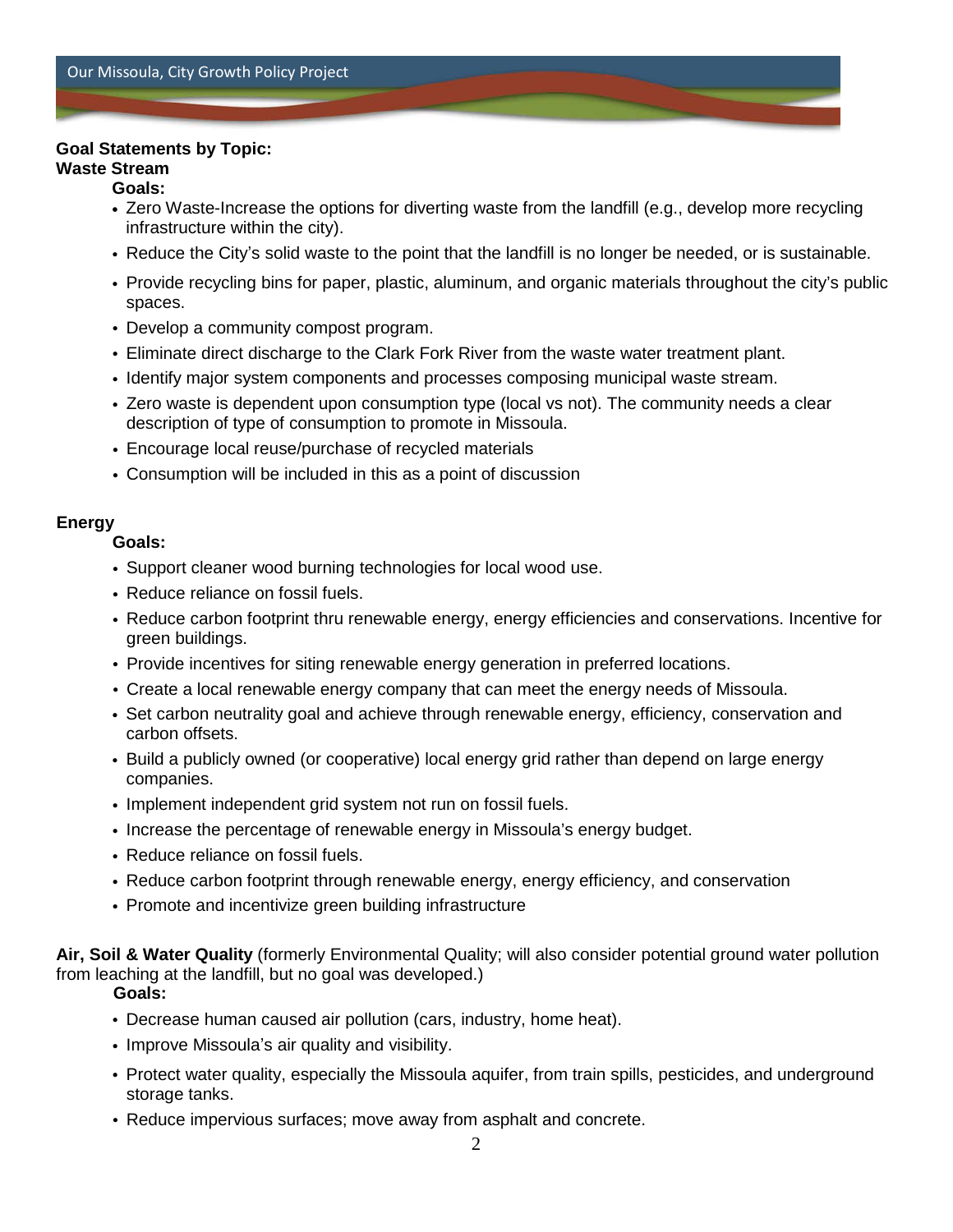**Goal Statements by Topic:**

**Waste Stream**

**Goals:**

- Zero Waste-Increase the options for diverting waste from the landfill (e.g., develop more recycling infrastructure within the city).
- Reduce the City's solid waste to the point that the landfill is no longer be needed, or is sustainable.
- Provide recycling bins for paper, plastic, aluminum, and organic materials throughout the city's public spaces.
- Develop a community compost program.
- Eliminate direct discharge to the Clark Fork River from the waste water treatment plant.
- Identify major system components and processes composing municipal waste stream.
- Zero waste is dependent upon consumption type (local vs not). The community needs a clear description of type of consumption to promote in Missoula.
- Encourage local reuse/purchase of recycled materials
- Consumption will be included in this as a point of discussion

**Energy**

**Goals:**

- Support cleaner wood burning technologies for local wood use.
- Reduce reliance on fossil fuels.
- Reduce carbon footprint thru renewable energy, energy efficiencies and conservations. Incentive for green buildings.
- Provide incentives for siting renewable energy generation in preferred locations.
- Create a local renewable energy company that can meet the energy needs of Missoula.
- Set carbon neutrality goal and achieve through renewable energy, efficiency, conservation and carbon offsets.
- Build a publicly owned (or cooperative) local energy grid rather than depend on large energy companies.
- Implement independent grid system not run on fossil fuels.
- Increase the percentage of renewable energy in Missoula's energy budget.
- Reduce reliance on fossil fuels.
- Reduce carbon footprint through renewable energy, energy efficiency, and conservation
- Promote and incentivize green building infrastructure

**Air, Soil & Water Quality** (formerly Environmental Quality; will also consider potential ground water pollution from leaching at the landfill, but no goal was developed.)

**Goals:**

- Decrease human caused air pollution (cars, industry, home heat).
- Improve Missoula's air quality and visibility.
- Protect water quality, especially the Missoula aquifer, from train spills, pesticides, and underground storage tanks.
- Reduce impervious surfaces; move away from asphalt and concrete.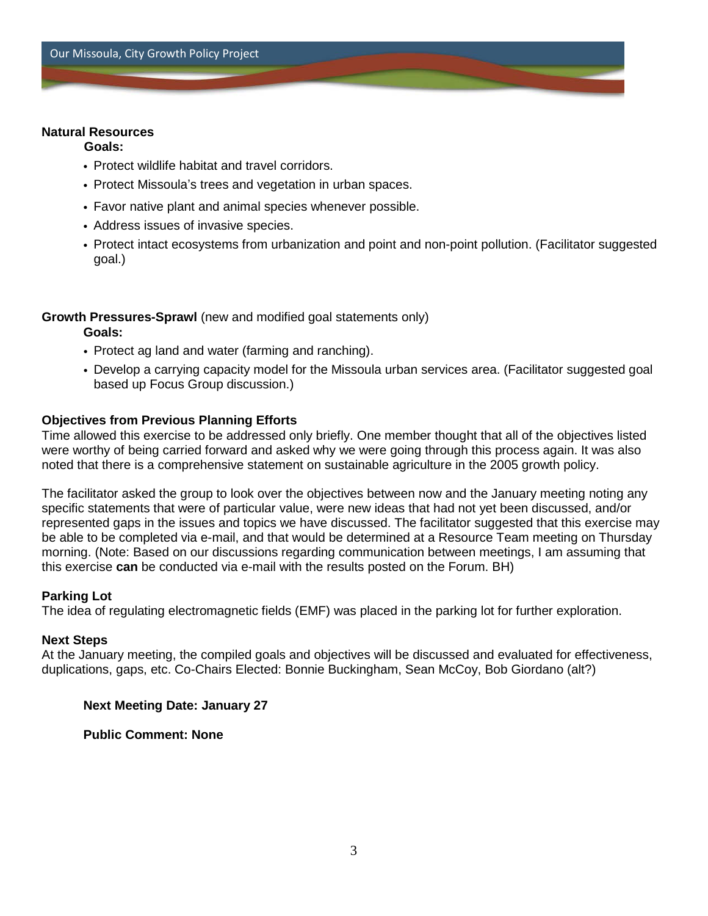**Natural Resources**

**Goals:**

- Protect wildlife habitat and travel corridors.
- Protect Missoula's trees and vegetation in urban spaces.
- Favor native plant and animal species whenever possible.
- Address issues of invasive species.
- Protect intact ecosystems from urbanization and point and non-point pollution. (Facilitator suggested goal.)

**Growth Pressures-Sprawl** (new and modified goal statements only)

**Goals:**

- Protect ag land and water (farming and ranching).
- Develop a carrying capacity model for the Missoula urban services area. (Facilitator suggested goal based up Focus Group discussion.)

**Objectives from Previous Planning Efforts**

Time allowed this exercise to be addressed only briefly. One member thought that all of the objectives listed were worthy of being carried forward and asked why we were going through this process again. It was also noted that there is a comprehensive statement on sustainable agriculture in the 2005 growth policy.

The facilitator asked the group to look over the objectives between now and the January meeting noting any specific statements that were of particular value, were new ideas that had not yet been discussed, and/or represented gaps in the issues and topics we have discussed. The facilitator suggested that this exercise may be able to be completed via e-mail, and that would be determined at a Resource Team meeting on Thursday morning. (Note: Based on our discussions regarding communication between meetings, I am assuming that this exercise **can** be conducted via e-mail with the results posted on the Forum. BH)

**Parking Lot**

The idea of regulating electromagnetic fields (EMF) was placed in the parking lot for further exploration.

**Next Steps**

At the January meeting, the compiled goals and objectives will be discussed and evaluated for effectiveness, duplications, gaps, etc. Co-Chairs Elected: Bonnie Buckingham, Sean McCoy, Bob Giordano (alt?)

**Next Meeting Date: January 27**

**Public Comment: None**